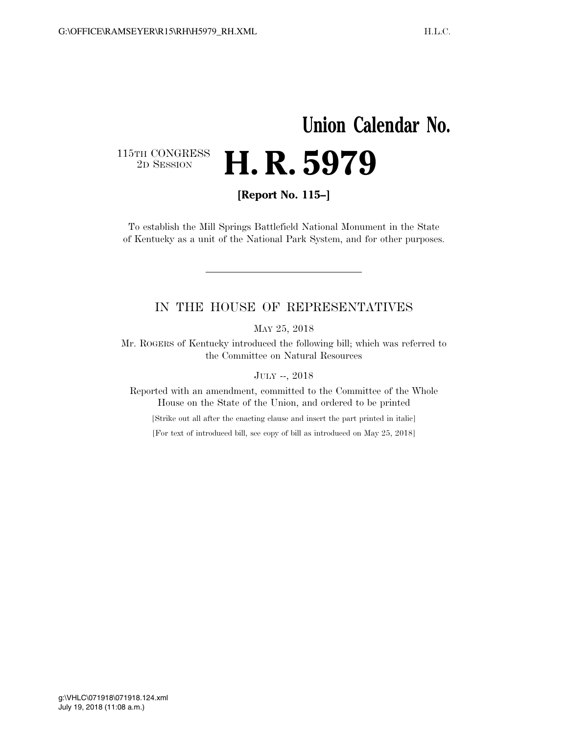# Union Calendar No.

115TH CONGRESS
2D SESSION

# H. R. 5979

**[Report No. 115–]**

To establish the Mill Springs Battlefield National Monument in the State of Kentucky as a unit of the National Park System, and for other purposes.

---

## IN THE HOUSE OF REPRESENTATIVES

MAY 25, 2018

Mr. ROGERS of Kentucky introduced the following bill; which was referred to the Committee on Natural Resources

JULY --, 2018

Reported with an amendment, committed to the Committee of the Whole House on the State of the Union, and ordered to be printed

[Strike out all after the enacting clause and insert the part printed in italic]

[For text of introduced bill, see copy of bill as introduced on May 25, 2018]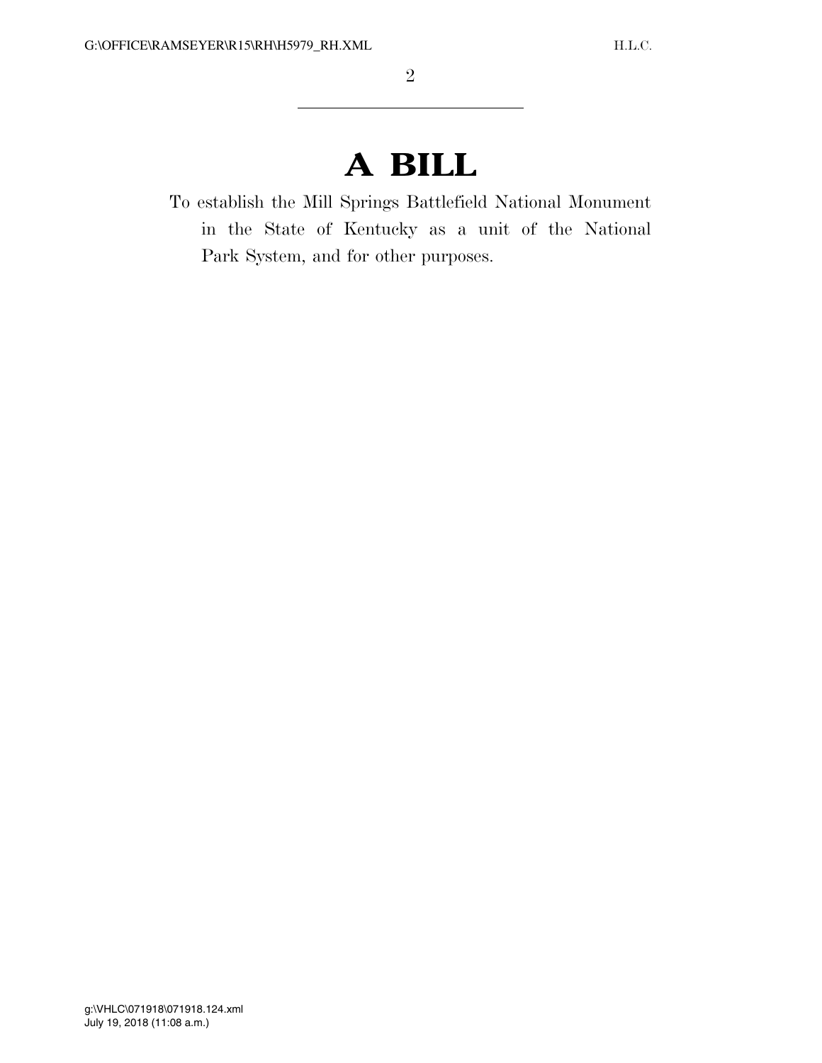# A BILL

To establish the Mill Springs Battlefield National Monument in the State of Kentucky as a unit of the National Park System, and for other purposes.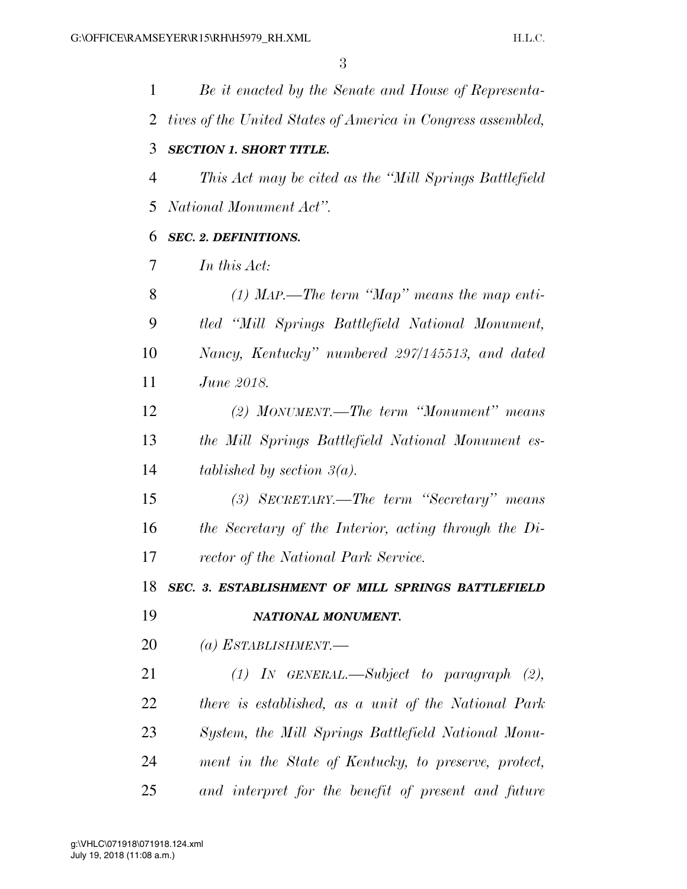*Be it enacted by the Senate and House of Representatives of the United States of America in Congress assembled,*

***SECTION 1. SHORT TITLE.***

*This Act may be cited as the "Mill Springs Battlefield National Monument Act".*

***SEC. 2. DEFINITIONS.***

*In this Act:*

*(1) MAP.—The term "Map" means the map entitled "Mill Springs Battlefield National Monument, Nancy, Kentucky" numbered 297/145513, and dated June 2018.*

*(2) MONUMENT.—The term "Monument" means the Mill Springs Battlefield National Monument established by section 3(a).*

*(3) SECRETARY.—The term "Secretary" means the Secretary of the Interior, acting through the Director of the National Park Service.*

***SEC. 3. ESTABLISHMENT OF MILL SPRINGS BATTLEFIELD NATIONAL MONUMENT.***

*(a) ESTABLISHMENT.—*

*(1) IN GENERAL.—Subject to paragraph (2), there is established, as a unit of the National Park System, the Mill Springs Battlefield National Monument in the State of Kentucky, to preserve, protect, and interpret for the benefit of present and future*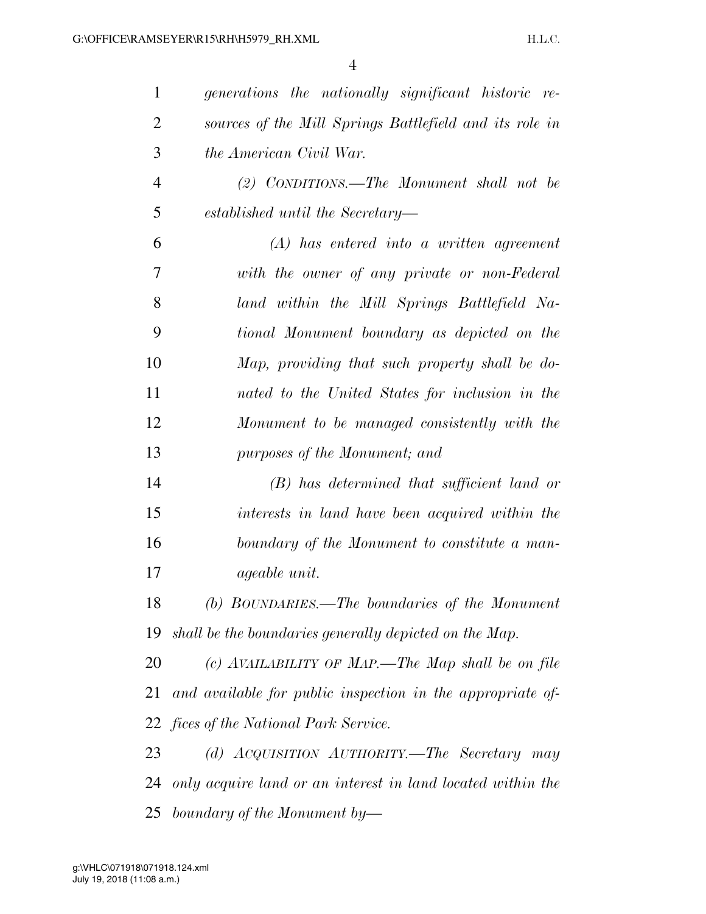*generations the nationally significant historic resources of the Mill Springs Battlefield and its role in the American Civil War.*

*(2) CONDITIONS.—The Monument shall not be established until the Secretary—*

*(A) has entered into a written agreement with the owner of any private or non-Federal land within the Mill Springs Battlefield National Monument boundary as depicted on the Map, providing that such property shall be donated to the United States for inclusion in the Monument to be managed consistently with the purposes of the Monument; and*

*(B) has determined that sufficient land or interests in land have been acquired within the boundary of the Monument to constitute a manageable unit.*

*(b) BOUNDARIES.—The boundaries of the Monument shall be the boundaries generally depicted on the Map.*

*(c) AVAILABILITY OF MAP.—The Map shall be on file and available for public inspection in the appropriate offices of the National Park Service.*

*(d) ACQUISITION AUTHORITY.—The Secretary may only acquire land or an interest in land located within the boundary of the Monument by—*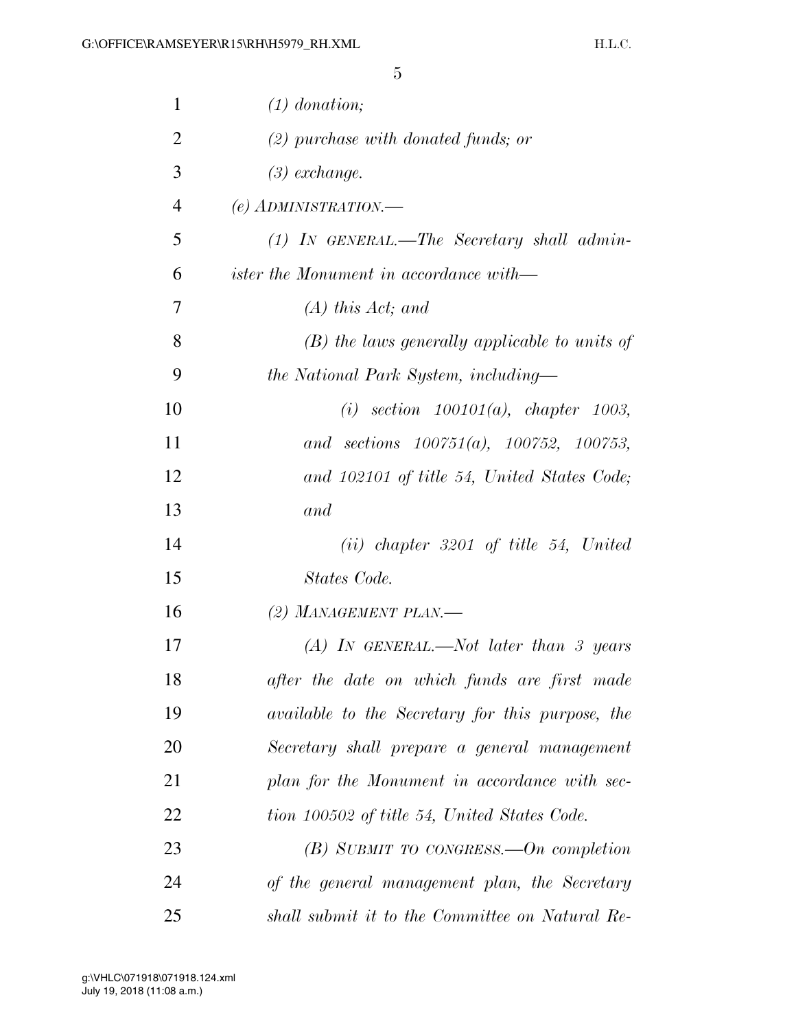*(1) donation;*

*(2) purchase with donated funds; or*

*(3) exchange.*

*(e) ADMINISTRATION.—*

*(1) IN GENERAL.—The Secretary shall administer the Monument in accordance with—*

*(A) this Act; and*

*(B) the laws generally applicable to units of the National Park System, including—*

*(i) section 100101(a), chapter 1003, and sections 100751(a), 100752, 100753, and 102101 of title 54, United States Code; and*

*(ii) chapter 3201 of title 54, United States Code.*

*(2) MANAGEMENT PLAN.—*

*(A) IN GENERAL.—Not later than 3 years after the date on which funds are first made available to the Secretary for this purpose, the Secretary shall prepare a general management plan for the Monument in accordance with section 100502 of title 54, United States Code.*

*(B) SUBMIT TO CONGRESS.—On completion of the general management plan, the Secretary shall submit it to the Committee on Natural Re-*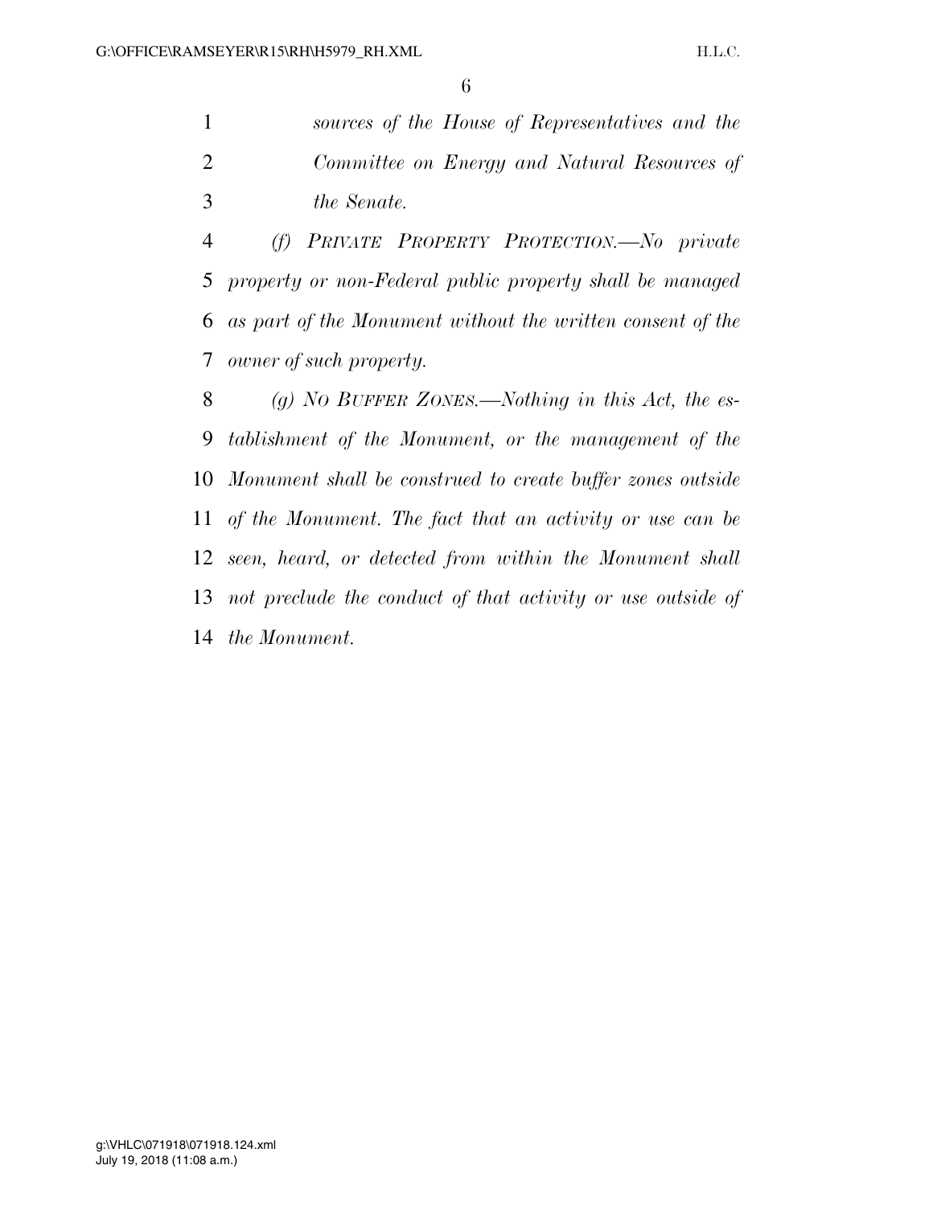*sources of the House of Representatives and the Committee on Energy and Natural Resources of the Senate.*

*(f) PRIVATE PROPERTY PROTECTION.—No private property or non-Federal public property shall be managed as part of the Monument without the written consent of the owner of such property.*

*(g) NO BUFFER ZONES.—Nothing in this Act, the establishment of the Monument, or the management of the Monument shall be construed to create buffer zones outside of the Monument. The fact that an activity or use can be seen, heard, or detected from within the Monument shall not preclude the conduct of that activity or use outside of the Monument.*